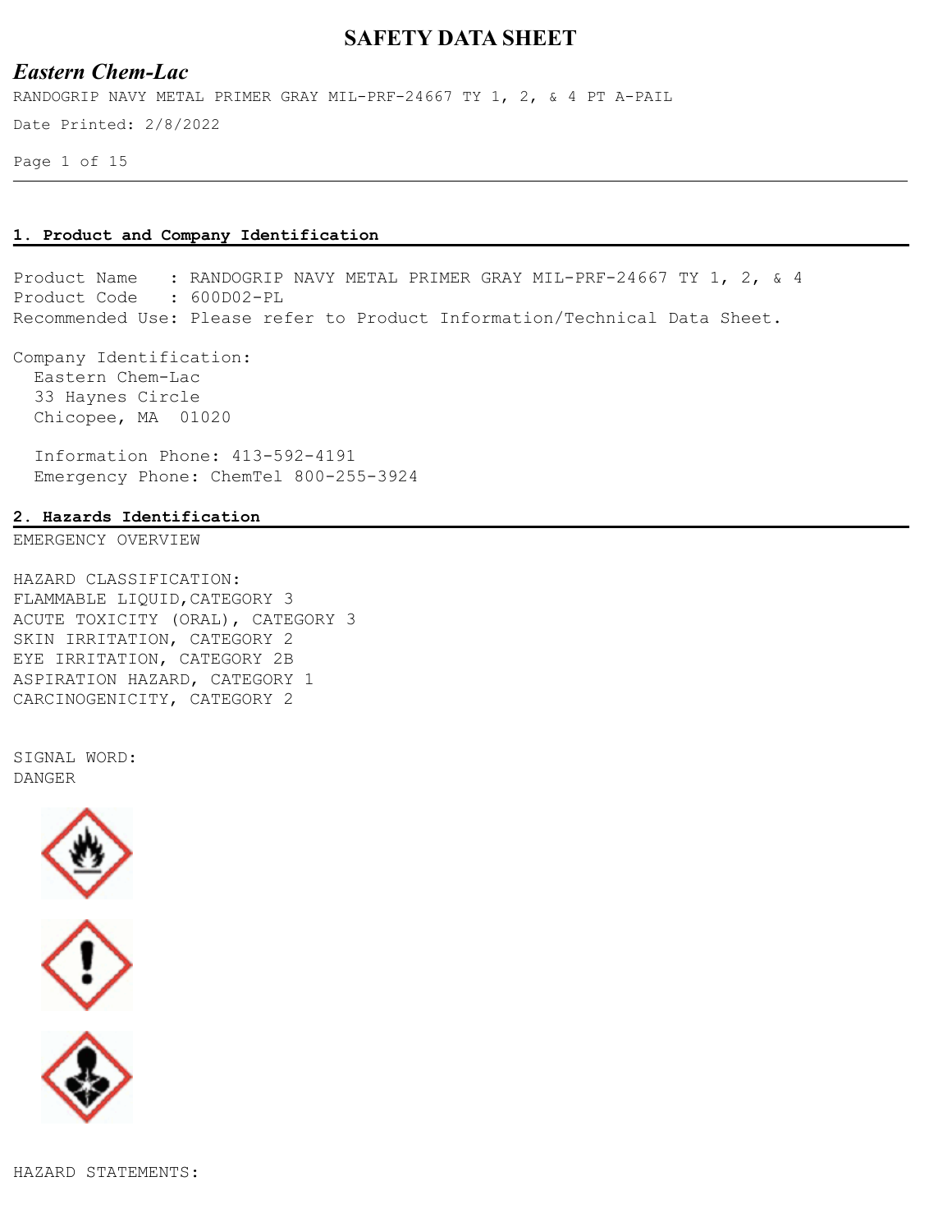# SAFETY DATA SHEET

## *Eastern Chem-Lac*

RANDOGRIP NAVY METAL PRIMER GRAY MIL-PRF-24667 TY 1, 2, & 4 PT A-PAIL

Date Printed: 2/8/2022

## 1. Product and Company Identification

Product Name : RANDOGRIP NAVY METAL PRIMER GRAY MIL-PRF-24667 TY 1, 2, & 4
Product Code : 600D02-PL
Recommended Use: Please refer to Product Information/Technical Data Sheet.

Company Identification:
Eastern Chem-Lac
33 Haynes Circle
Chicopee, MA 01020

Information Phone: 413-592-4191
Emergency Phone: ChemTel 800-255-3924

## 2. Hazards Identification

EMERGENCY OVERVIEW

HAZARD CLASSIFICATION:
FLAMMABLE LIQUID,CATEGORY 3
ACUTE TOXICITY (ORAL), CATEGORY 3
SKIN IRRITATION, CATEGORY 2
EYE IRRITATION, CATEGORY 2B
ASPIRATION HAZARD, CATEGORY 1
CARCINOGENICITY, CATEGORY 2

SIGNAL WORD:
DANGER

HAZARD STATEMENTS: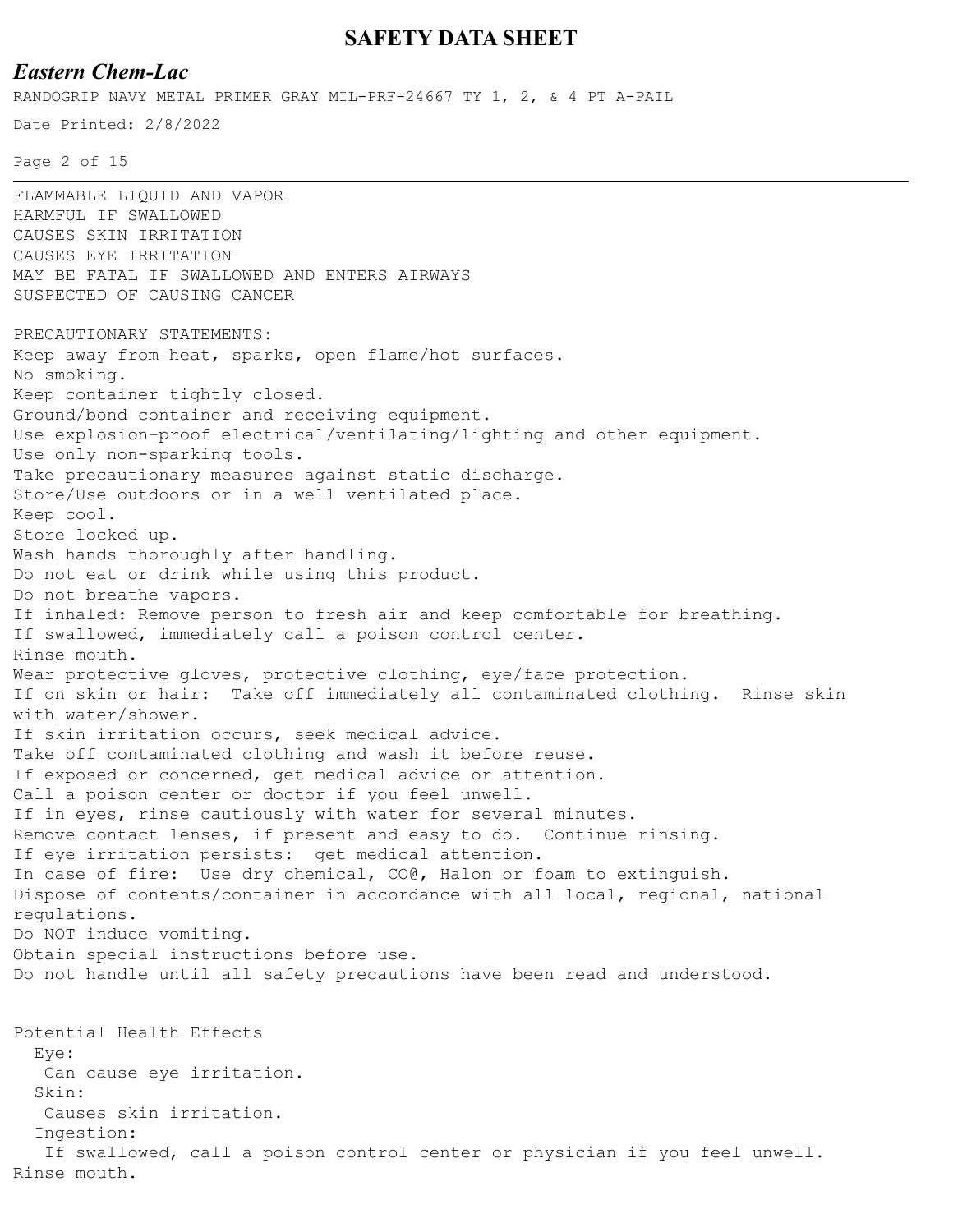FLAMMABLE LIQUID AND VAPOR
HARMFUL IF SWALLOWED
CAUSES SKIN IRRITATION
CAUSES EYE IRRITATION
MAY BE FATAL IF SWALLOWED AND ENTERS AIRWAYS
SUSPECTED OF CAUSING CANCER

PRECAUTIONARY STATEMENTS:
Keep away from heat, sparks, open flame/hot surfaces.
No smoking.
Keep container tightly closed.
Ground/bond container and receiving equipment.
Use explosion-proof electrical/ventilating/lighting and other equipment.
Use only non-sparking tools.
Take precautionary measures against static discharge.
Store/Use outdoors or in a well ventilated place.
Keep cool.
Store locked up.
Wash hands thoroughly after handling.
Do not eat or drink while using this product.
Do not breathe vapors.
If inhaled: Remove person to fresh air and keep comfortable for breathing.
If swallowed, immediately call a poison control center.
Rinse mouth.
Wear protective gloves, protective clothing, eye/face protection.
If on skin or hair: Take off immediately all contaminated clothing. Rinse skin with water/shower.
If skin irritation occurs, seek medical advice.
Take off contaminated clothing and wash it before reuse.
If exposed or concerned, get medical advice or attention.
Call a poison center or doctor if you feel unwell.
If in eyes, rinse cautiously with water for several minutes.
Remove contact lenses, if present and easy to do. Continue rinsing.
If eye irritation persists: get medical attention.
In case of fire: Use dry chemical, CO@, Halon or foam to extinguish.
Dispose of contents/container in accordance with all local, regional, national regulations.
Do NOT induce vomiting.
Obtain special instructions before use.
Do not handle until all safety precautions have been read and understood.

Potential Health Effects

Eye:
Can cause eye irritation.

Skin:
Causes skin irritation.

Ingestion:
If swallowed, call a poison control center or physician if you feel unwell. Rinse mouth.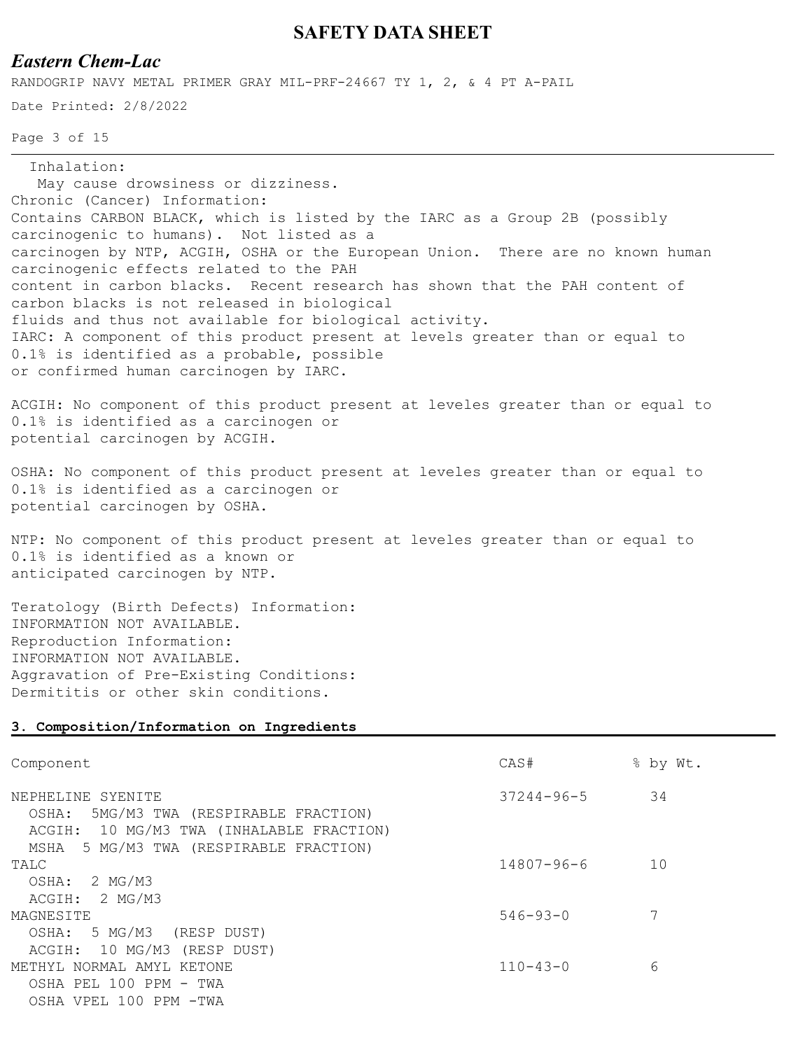Inhalation:
May cause drowsiness or dizziness.

Chronic (Cancer) Information:
Contains CARBON BLACK, which is listed by the IARC as a Group 2B (possibly carcinogenic to humans). Not listed as a carcinogen by NTP, ACGIH, OSHA or the European Union. There are no known human carcinogenic effects related to the PAH content in carbon blacks. Recent research has shown that the PAH content of carbon blacks is not released in biological fluids and thus not available for biological activity.
IARC: A component of this product present at levels greater than or equal to 0.1% is identified as a probable, possible or confirmed human carcinogen by IARC.

ACGIH: No component of this product present at leveles greater than or equal to 0.1% is identified as a carcinogen or potential carcinogen by ACGIH.

OSHA: No component of this product present at leveles greater than or equal to 0.1% is identified as a carcinogen or potential carcinogen by OSHA.

NTP: No component of this product present at leveles greater than or equal to 0.1% is identified as a known or anticipated carcinogen by NTP.

Teratology (Birth Defects) Information:
INFORMATION NOT AVAILABLE.
Reproduction Information:
INFORMATION NOT AVAILABLE.
Aggravation of Pre-Existing Conditions:
Dermititis or other skin conditions.

## 3. Composition/Information on Ingredients

| Component | CAS# | % by Wt. |
|---|---|---|
| NEPHELINE SYENITE<br>OSHA: 5MG/M3 TWA (RESPIRABLE FRACTION)<br>ACGIH: 10 MG/M3 TWA (INHALABLE FRACTION)<br>MSHA 5 MG/M3 TWA (RESPIRABLE FRACTION) | 37244-96-5 | 34 |
| TALC<br>OSHA: 2 MG/M3<br>ACGIH: 2 MG/M3 | 14807-96-6 | 10 |
| MAGNESITE<br>OSHA: 5 MG/M3 (RESP DUST)<br>ACGIH: 10 MG/M3 (RESP DUST) | 546-93-0 | 7 |
| METHYL NORMAL AMYL KETONE<br>OSHA PEL 100 PPM - TWA<br>OSHA VPEL 100 PPM -TWA | 110-43-0 | 6 |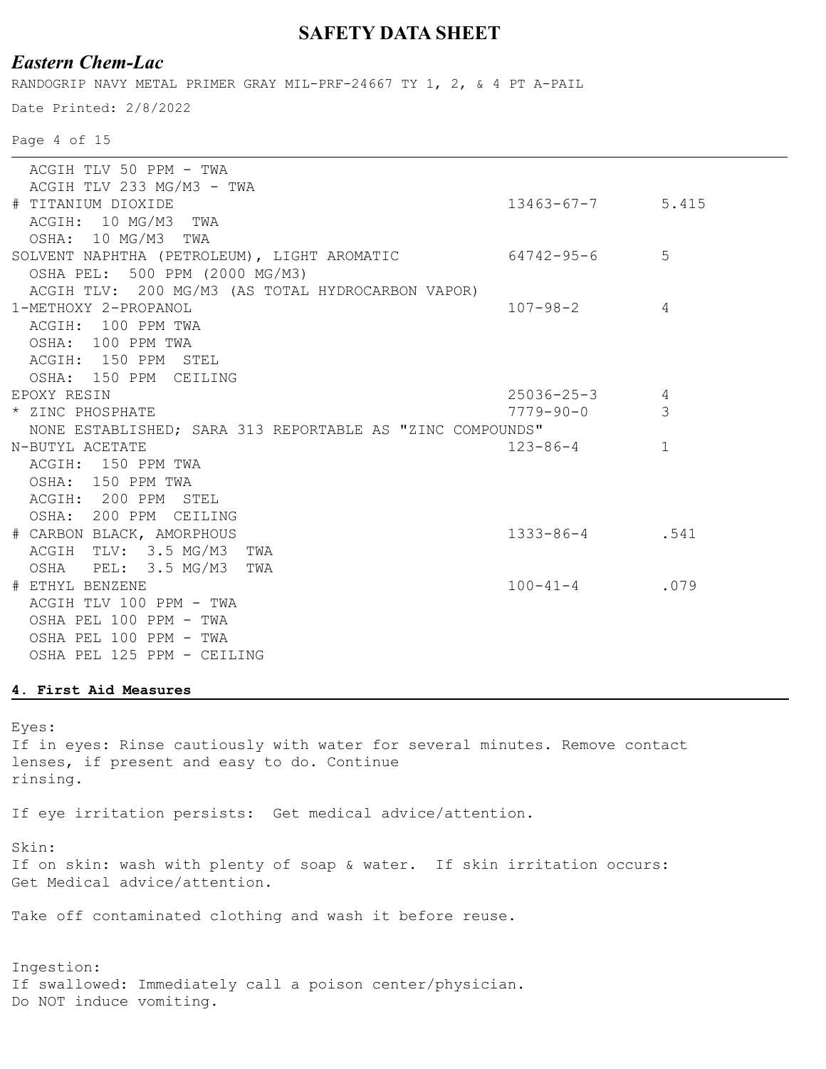ACGIH TLV 50 PPM - TWA
ACGIH TLV 233 MG/M3 - TWA

| Component | CAS | % |
|---|---|---|
| # TITANIUM DIOXIDE<br>ACGIH: 10 MG/M3 TWA<br>OSHA: 10 MG/M3 TWA | 13463-67-7 | 5.415 |
| SOLVENT NAPHTHA (PETROLEUM), LIGHT AROMATIC<br>OSHA PEL: 500 PPM (2000 MG/M3)<br>ACGIH TLV: 200 MG/M3 (AS TOTAL HYDROCARBON VAPOR) | 64742-95-6 | 5 |
| 1-METHOXY 2-PROPANOL<br>ACGIH: 100 PPM TWA<br>OSHA: 100 PPM TWA<br>ACGIH: 150 PPM STEL<br>OSHA: 150 PPM CEILING | 107-98-2 | 4 |
| EPOXY RESIN | 25036-25-3 | 4 |
| * ZINC PHOSPHATE<br>NONE ESTABLISHED; SARA 313 REPORTABLE AS "ZINC COMPOUNDS" | 7779-90-0 | 3 |
| N-BUTYL ACETATE<br>ACGIH: 150 PPM TWA<br>OSHA: 150 PPM TWA<br>ACGIH: 200 PPM STEL<br>OSHA: 200 PPM CEILING | 123-86-4 | 1 |
| # CARBON BLACK, AMORPHOUS<br>ACGIH TLV: 3.5 MG/M3 TWA<br>OSHA PEL: 3.5 MG/M3 TWA | 1333-86-4 | .541 |
| # ETHYL BENZENE<br>ACGIH TLV 100 PPM - TWA<br>OSHA PEL 100 PPM - TWA<br>OSHA PEL 100 PPM - TWA<br>OSHA PEL 125 PPM - CEILING | 100-41-4 | .079 |

## 4. First Aid Measures

Eyes:
If in eyes: Rinse cautiously with water for several minutes. Remove contact lenses, if present and easy to do. Continue rinsing.

If eye irritation persists: Get medical advice/attention.

Skin:
If on skin: wash with plenty of soap & water. If skin irritation occurs: Get Medical advice/attention.

Take off contaminated clothing and wash it before reuse.

Ingestion:
If swallowed: Immediately call a poison center/physician.
Do NOT induce vomiting.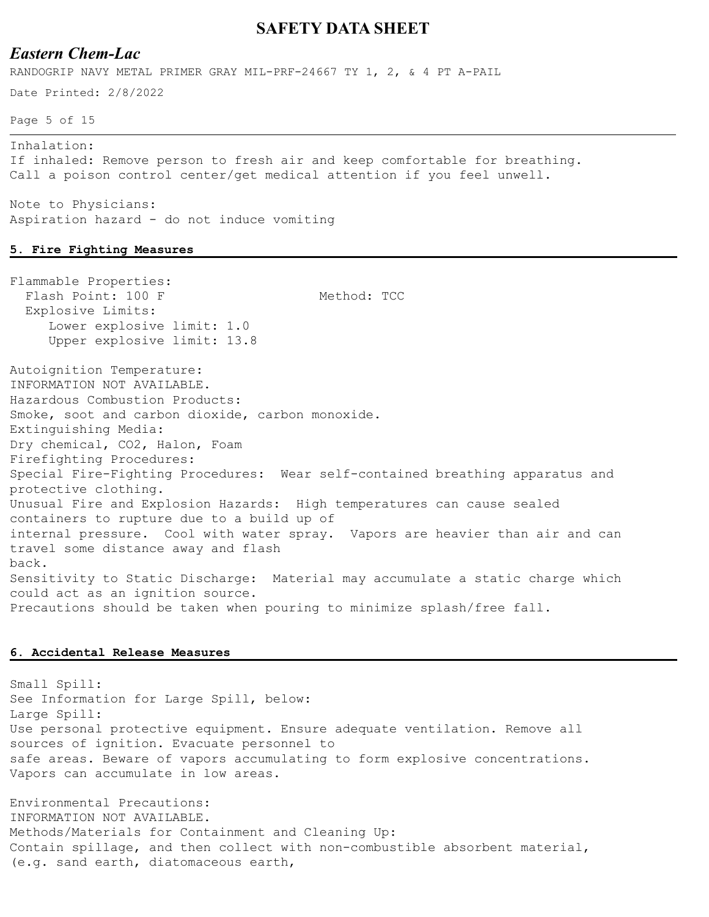Inhalation:
If inhaled: Remove person to fresh air and keep comfortable for breathing. Call a poison control center/get medical attention if you feel unwell.

Note to Physicians:
Aspiration hazard - do not induce vomiting

## 5. Fire Fighting Measures

Flammable Properties:
  Flash Point: 100 F                    Method: TCC
  Explosive Limits:
     Lower explosive limit: 1.0
     Upper explosive limit: 13.8

Autoignition Temperature:
INFORMATION NOT AVAILABLE.
Hazardous Combustion Products:
Smoke, soot and carbon dioxide, carbon monoxide.
Extinguishing Media:
Dry chemical, $CO_2$, Halon, Foam
Firefighting Procedures:
Special Fire-Fighting Procedures: Wear self-contained breathing apparatus and protective clothing.
Unusual Fire and Explosion Hazards: High temperatures can cause sealed containers to rupture due to a build up of internal pressure. Cool with water spray. Vapors are heavier than air and can travel some distance away and flash back.
Sensitivity to Static Discharge: Material may accumulate a static charge which could act as an ignition source.
Precautions should be taken when pouring to minimize splash/free fall.

## 6. Accidental Release Measures

Small Spill:
See Information for Large Spill, below:
Large Spill:
Use personal protective equipment. Ensure adequate ventilation. Remove all sources of ignition. Evacuate personnel to safe areas. Beware of vapors accumulating to form explosive concentrations. Vapors can accumulate in low areas.

Environmental Precautions:
INFORMATION NOT AVAILABLE.
Methods/Materials for Containment and Cleaning Up:
Contain spillage, and then collect with non-combustible absorbent material, (e.g. sand earth, diatomaceous earth,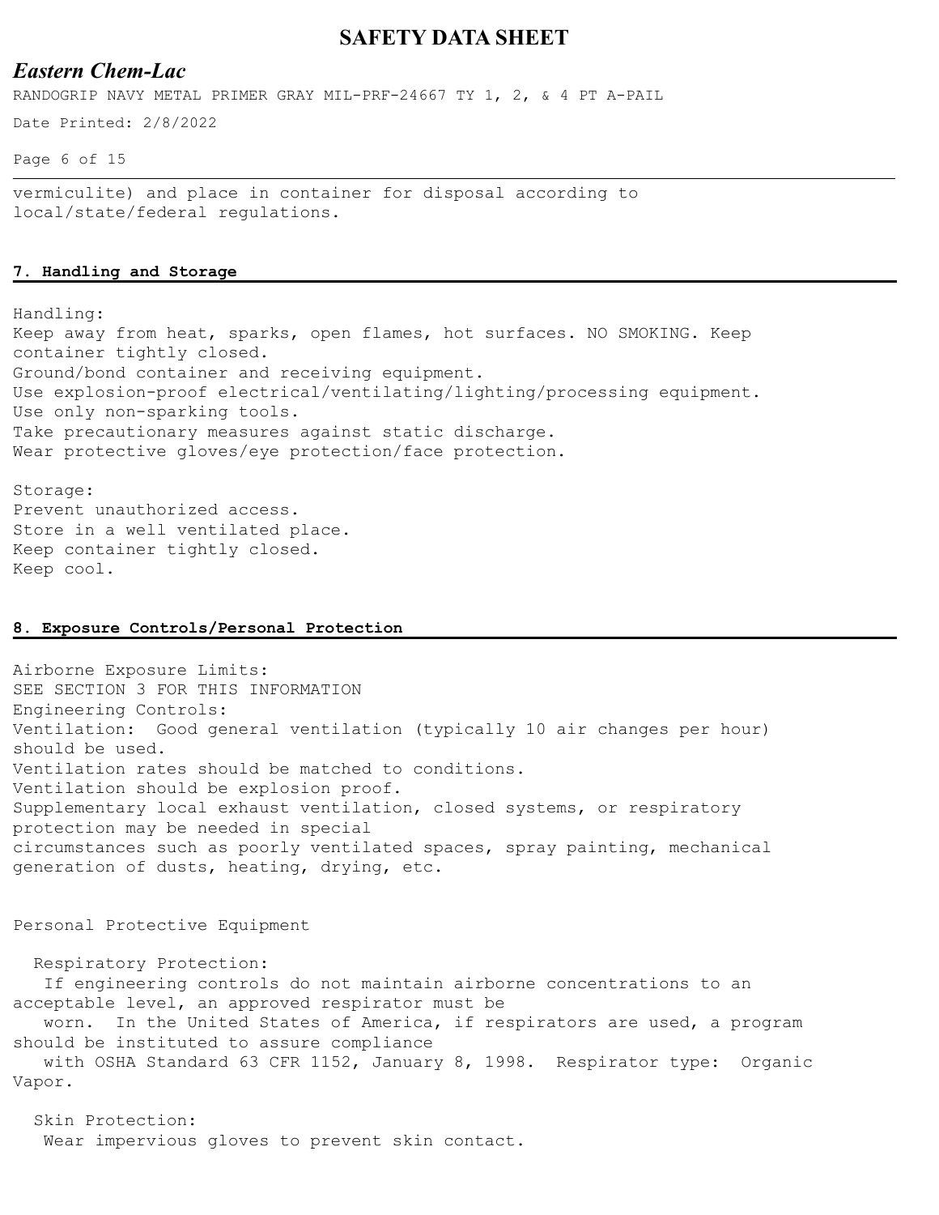vermiculite) and place in container for disposal according to local/state/federal regulations.

## 7. Handling and Storage

Handling:
Keep away from heat, sparks, open flames, hot surfaces. NO SMOKING. Keep container tightly closed.
Ground/bond container and receiving equipment.
Use explosion-proof electrical/ventilating/lighting/processing equipment.
Use only non-sparking tools.
Take precautionary measures against static discharge.
Wear protective gloves/eye protection/face protection.

Storage:
Prevent unauthorized access.
Store in a well ventilated place.
Keep container tightly closed.
Keep cool.

## 8. Exposure Controls/Personal Protection

Airborne Exposure Limits:
SEE SECTION 3 FOR THIS INFORMATION
Engineering Controls:
Ventilation: Good general ventilation (typically 10 air changes per hour) should be used.
Ventilation rates should be matched to conditions.
Ventilation should be explosion proof.
Supplementary local exhaust ventilation, closed systems, or respiratory protection may be needed in special circumstances such as poorly ventilated spaces, spray painting, mechanical generation of dusts, heating, drying, etc.

Personal Protective Equipment

Respiratory Protection:
If engineering controls do not maintain airborne concentrations to an acceptable level, an approved respirator must be worn. In the United States of America, if respirators are used, a program should be instituted to assure compliance with OSHA Standard 63 CFR 1152, January 8, 1998. Respirator type: Organic Vapor.

Skin Protection:
Wear impervious gloves to prevent skin contact.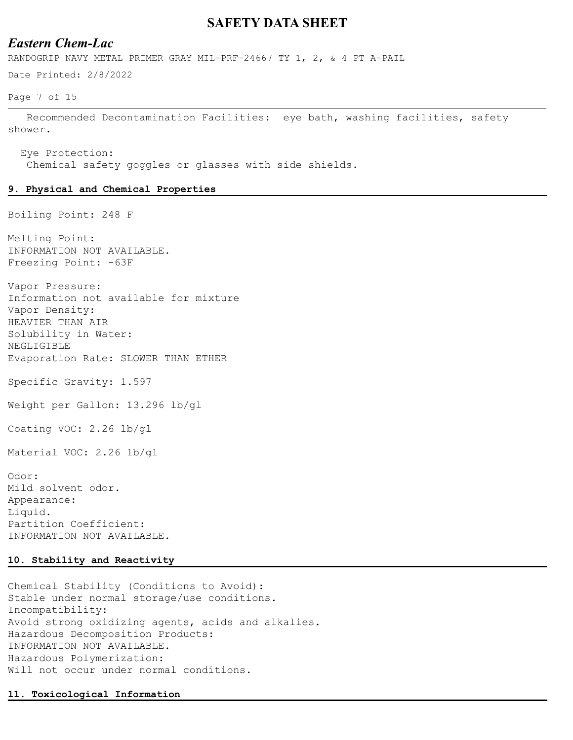Recommended Decontamination Facilities: eye bath, washing facilities, safety shower.

Eye Protection:
Chemical safety goggles or glasses with side shields.

## 9. Physical and Chemical Properties

Boiling Point: 248 F

Melting Point:
INFORMATION NOT AVAILABLE.
Freezing Point: -63F

Vapor Pressure:
Information not available for mixture
Vapor Density:
HEAVIER THAN AIR
Solubility in Water:
NEGLIGIBLE
Evaporation Rate: SLOWER THAN ETHER

Specific Gravity: 1.597

Weight per Gallon: 13.296 lb/gl

Coating VOC: 2.26 lb/gl

Material VOC: 2.26 lb/gl

Odor:
Mild solvent odor.
Appearance:
Liquid.
Partition Coefficient:
INFORMATION NOT AVAILABLE.

## 10. Stability and Reactivity

Chemical Stability (Conditions to Avoid):
Stable under normal storage/use conditions.
Incompatibility:
Avoid strong oxidizing agents, acids and alkalies.
Hazardous Decomposition Products:
INFORMATION NOT AVAILABLE.
Hazardous Polymerization:
Will not occur under normal conditions.

## 11. Toxicological Information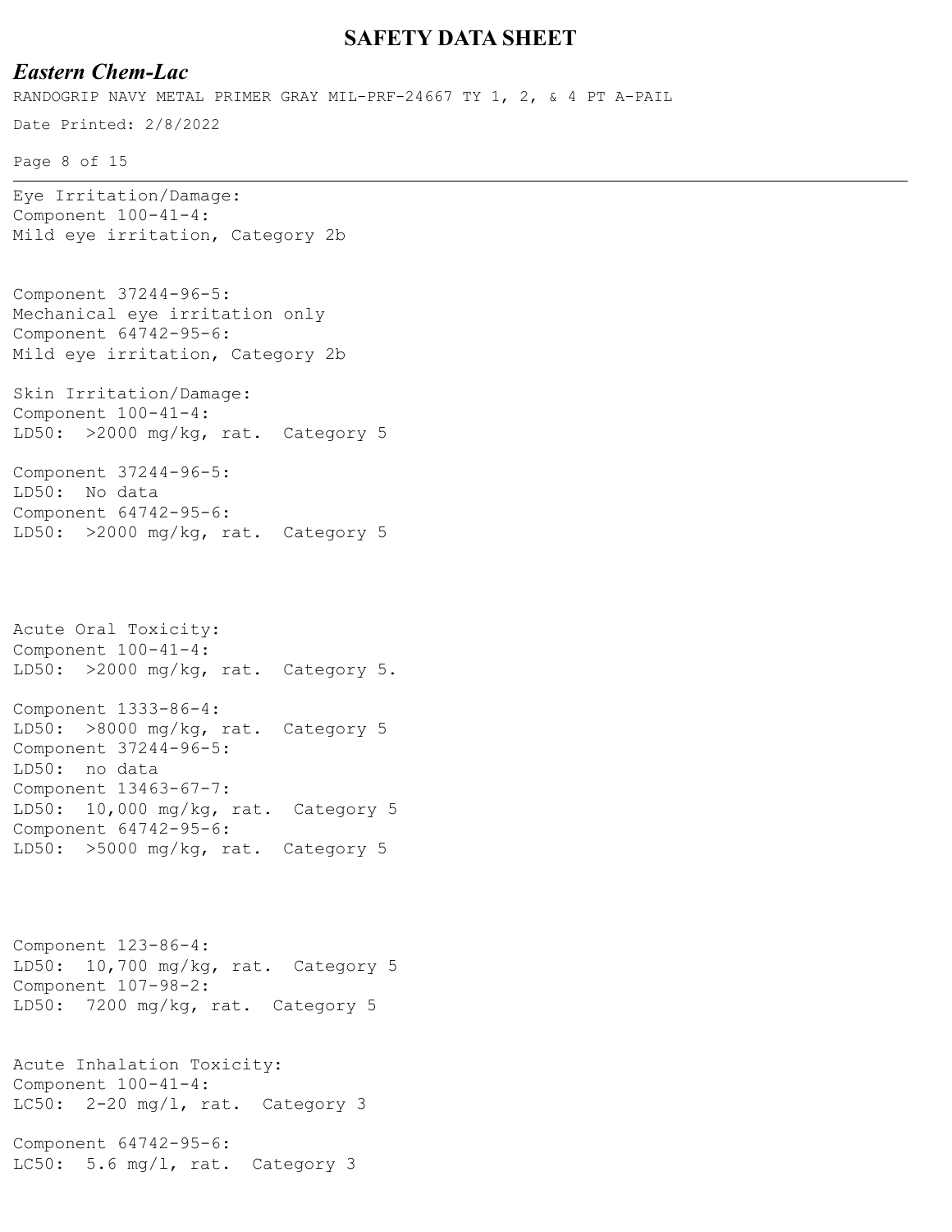Eye Irritation/Damage:
Component 100-41-4:
Mild eye irritation, Category 2b

Component 37244-96-5:
Mechanical eye irritation only
Component 64742-95-6:
Mild eye irritation, Category 2b

Skin Irritation/Damage:
Component 100-41-4:
LD50: >2000 mg/kg, rat. Category 5

Component 37244-96-5:
LD50: No data
Component 64742-95-6:
LD50: >2000 mg/kg, rat. Category 5

Acute Oral Toxicity:
Component 100-41-4:
LD50: >2000 mg/kg, rat. Category 5.

Component 1333-86-4:
LD50: >8000 mg/kg, rat. Category 5
Component 37244-96-5:
LD50: no data
Component 13463-67-7:
LD50: 10,000 mg/kg, rat. Category 5
Component 64742-95-6:
LD50: >5000 mg/kg, rat. Category 5

Component 123-86-4:
LD50: 10,700 mg/kg, rat. Category 5
Component 107-98-2:
LD50: 7200 mg/kg, rat. Category 5

Acute Inhalation Toxicity:
Component 100-41-4:
LC50: 2-20 mg/l, rat. Category 3

Component 64742-95-6:
LC50: 5.6 mg/l, rat. Category 3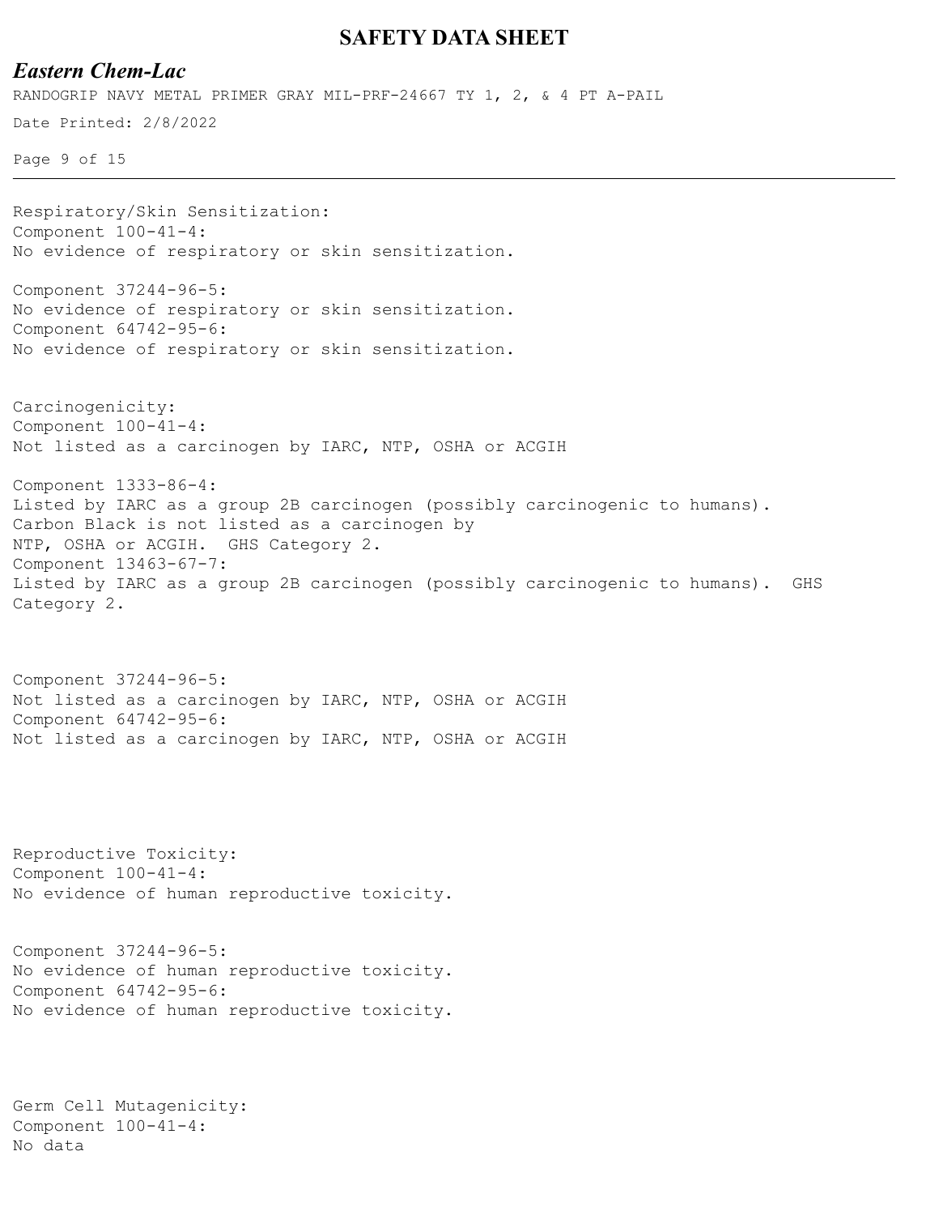Respiratory/Skin Sensitization:
Component 100-41-4:
No evidence of respiratory or skin sensitization.

Component 37244-96-5:
No evidence of respiratory or skin sensitization.
Component 64742-95-6:
No evidence of respiratory or skin sensitization.

Carcinogenicity:
Component 100-41-4:
Not listed as a carcinogen by IARC, NTP, OSHA or ACGIH

Component 1333-86-4:
Listed by IARC as a group 2B carcinogen (possibly carcinogenic to humans).
Carbon Black is not listed as a carcinogen by
NTP, OSHA or ACGIH. GHS Category 2.
Component 13463-67-7:
Listed by IARC as a group 2B carcinogen (possibly carcinogenic to humans). GHS Category 2.

Component 37244-96-5:
Not listed as a carcinogen by IARC, NTP, OSHA or ACGIH
Component 64742-95-6:
Not listed as a carcinogen by IARC, NTP, OSHA or ACGIH

Reproductive Toxicity:
Component 100-41-4:
No evidence of human reproductive toxicity.

Component 37244-96-5:
No evidence of human reproductive toxicity.
Component 64742-95-6:
No evidence of human reproductive toxicity.

Germ Cell Mutagenicity:
Component 100-41-4:
No data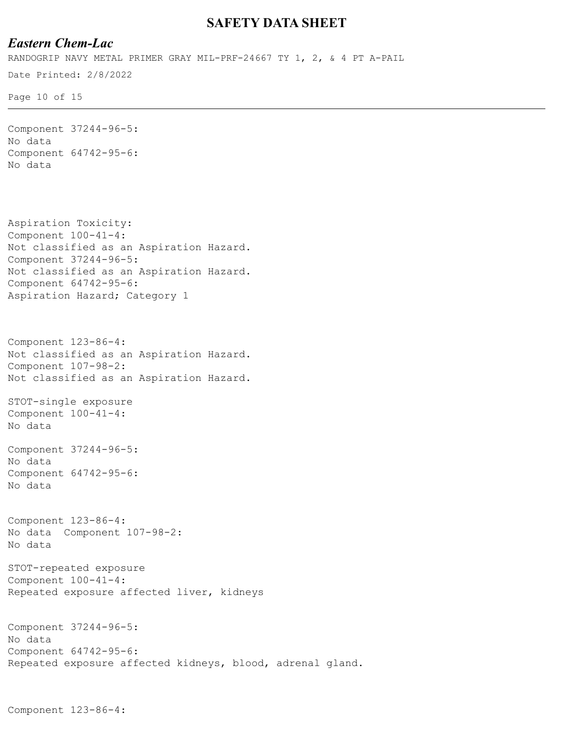Component 37244-96-5:
No data
Component 64742-95-6:
No data

Aspiration Toxicity:
Component 100-41-4:
Not classified as an Aspiration Hazard.
Component 37244-96-5:
Not classified as an Aspiration Hazard.
Component 64742-95-6:
Aspiration Hazard; Category 1

Component 123-86-4:
Not classified as an Aspiration Hazard.
Component 107-98-2:
Not classified as an Aspiration Hazard.

STOT-single exposure
Component 100-41-4:
No data

Component 37244-96-5:
No data
Component 64742-95-6:
No data

Component 123-86-4:
No data Component 107-98-2:
No data

STOT-repeated exposure
Component 100-41-4:
Repeated exposure affected liver, kidneys

Component 37244-96-5:
No data
Component 64742-95-6:
Repeated exposure affected kidneys, blood, adrenal gland.

Component 123-86-4: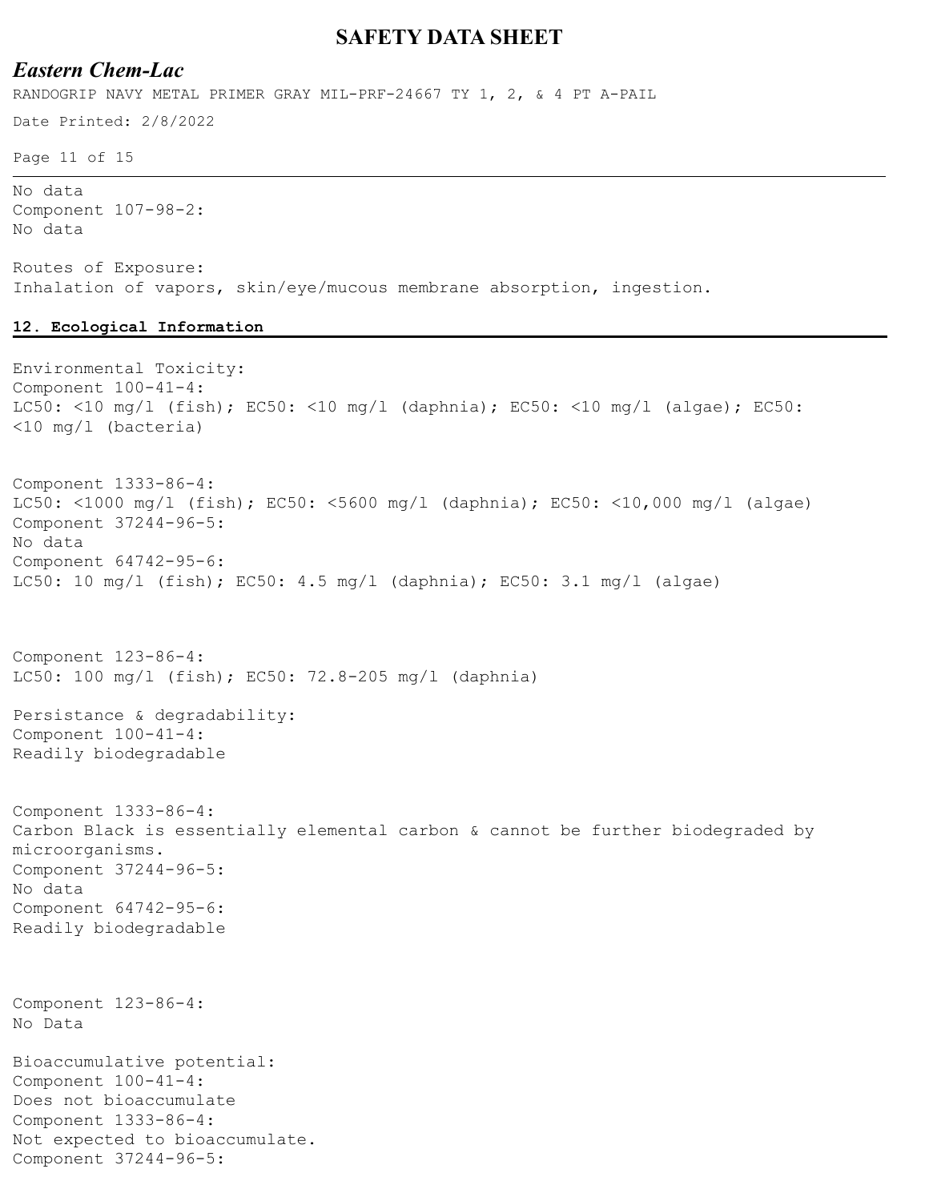No data
Component 107-98-2:
No data

Routes of Exposure:
Inhalation of vapors, skin/eye/mucous membrane absorption, ingestion.

## 12. Ecological Information

Environmental Toxicity:
Component 100-41-4:
LC50: <10 mg/l (fish); EC50: <10 mg/l (daphnia); EC50: <10 mg/l (algae); EC50: <10 mg/l (bacteria)

Component 1333-86-4:
LC50: <1000 mg/l (fish); EC50: <5600 mg/l (daphnia); EC50: <10,000 mg/l (algae)
Component 37244-96-5:
No data
Component 64742-95-6:
LC50: 10 mg/l (fish); EC50: 4.5 mg/l (daphnia); EC50: 3.1 mg/l (algae)

Component 123-86-4:
LC50: 100 mg/l (fish); EC50: 72.8-205 mg/l (daphnia)

Persistance & degradability:
Component 100-41-4:
Readily biodegradable

Component 1333-86-4:
Carbon Black is essentially elemental carbon & cannot be further biodegraded by microorganisms.
Component 37244-96-5:
No data
Component 64742-95-6:
Readily biodegradable

Component 123-86-4:
No Data

Bioaccumulative potential:
Component 100-41-4:
Does not bioaccumulate
Component 1333-86-4:
Not expected to bioaccumulate.
Component 37244-96-5: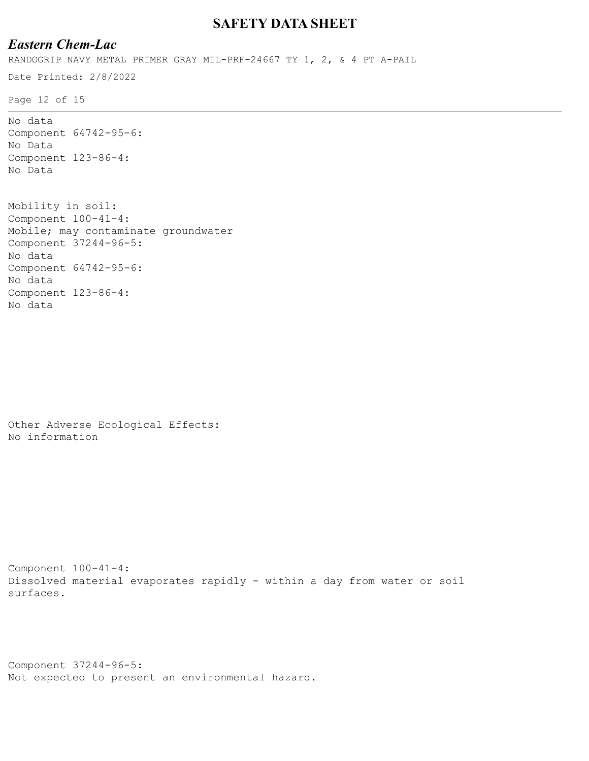No data
Component 64742-95-6:
No Data
Component 123-86-4:
No Data

Mobility in soil:
Component 100-41-4:
Mobile; may contaminate groundwater
Component 37244-96-5:
No data
Component 64742-95-6:
No data
Component 123-86-4:
No data

Other Adverse Ecological Effects:
No information

Component 100-41-4:
Dissolved material evaporates rapidly - within a day from water or soil surfaces.

Component 37244-96-5:
Not expected to present an environmental hazard.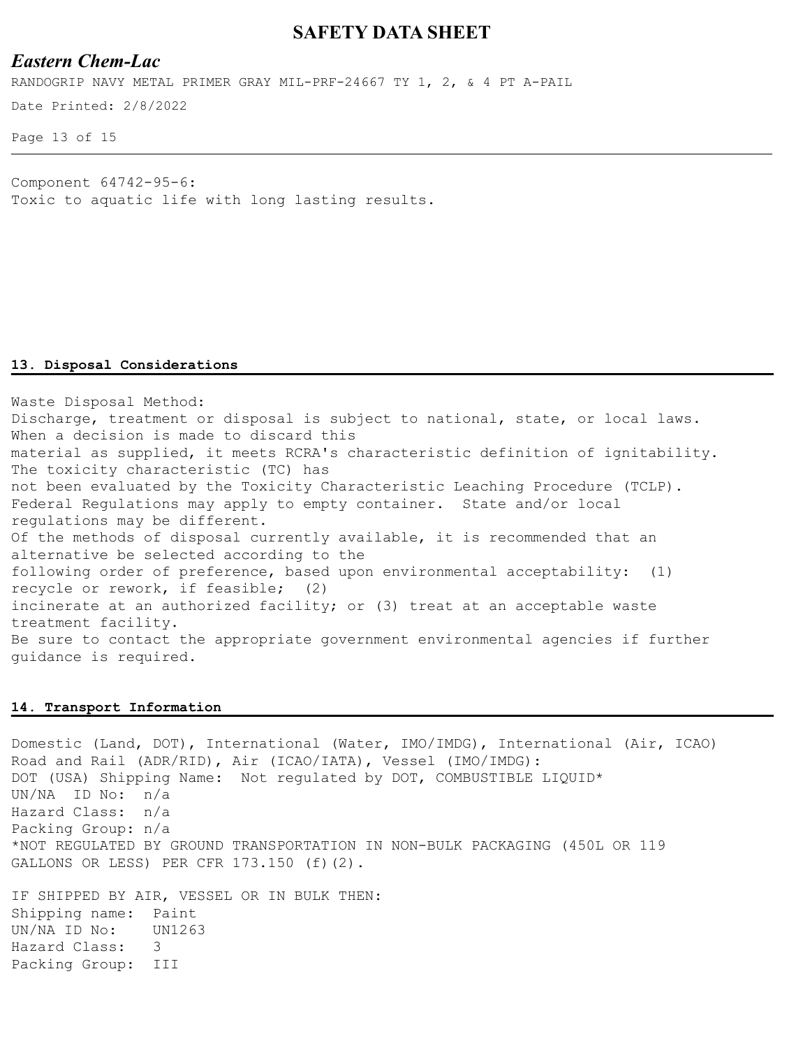Component 64742-95-6:
Toxic to aquatic life with long lasting results.

## 13. Disposal Considerations

Waste Disposal Method:
Discharge, treatment or disposal is subject to national, state, or local laws. When a decision is made to discard this material as supplied, it meets RCRA's characteristic definition of ignitability. The toxicity characteristic (TC) has not been evaluated by the Toxicity Characteristic Leaching Procedure (TCLP). Federal Regulations may apply to empty container. State and/or local regulations may be different.
Of the methods of disposal currently available, it is recommended that an alternative be selected according to the following order of preference, based upon environmental acceptability: (1) recycle or rework, if feasible; (2) incinerate at an authorized facility; or (3) treat at an acceptable waste treatment facility.
Be sure to contact the appropriate government environmental agencies if further guidance is required.

## 14. Transport Information

Domestic (Land, DOT), International (Water, IMO/IMDG), International (Air, ICAO)
Road and Rail (ADR/RID), Air (ICAO/IATA), Vessel (IMO/IMDG):
DOT (USA) Shipping Name: Not regulated by DOT, COMBUSTIBLE LIQUID*
UN/NA ID No: n/a
Hazard Class: n/a
Packing Group: n/a
*NOT REGULATED BY GROUND TRANSPORTATION IN NON-BULK PACKAGING (450L OR 119 GALLONS OR LESS) PER CFR 173.150 (f)(2).

IF SHIPPED BY AIR, VESSEL OR IN BULK THEN:
Shipping name: Paint
UN/NA ID No: UN1263
Hazard Class: 3
Packing Group: III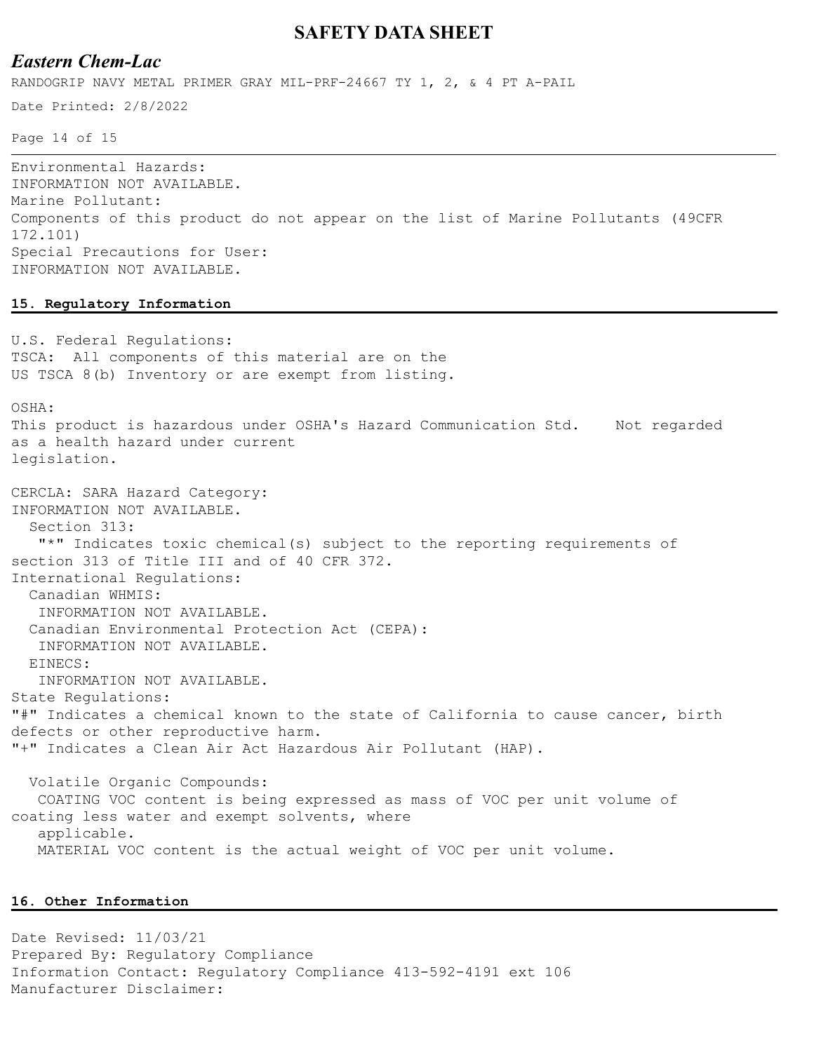Environmental Hazards:
INFORMATION NOT AVAILABLE.
Marine Pollutant:
Components of this product do not appear on the list of Marine Pollutants (49CFR 172.101)
Special Precautions for User:
INFORMATION NOT AVAILABLE.

## 15. Regulatory Information

U.S. Federal Regulations:
TSCA: All components of this material are on the US TSCA 8(b) Inventory or are exempt from listing.

OSHA:
This product is hazardous under OSHA's Hazard Communication Std. Not regarded as a health hazard under current legislation.

CERCLA: SARA Hazard Category:
INFORMATION NOT AVAILABLE.
Section 313:
"*" Indicates toxic chemical(s) subject to the reporting requirements of section 313 of Title III and of 40 CFR 372.
International Regulations:
Canadian WHMIS:
INFORMATION NOT AVAILABLE.
Canadian Environmental Protection Act (CEPA):
INFORMATION NOT AVAILABLE.
EINECS:
INFORMATION NOT AVAILABLE.
State Regulations:
"#" Indicates a chemical known to the state of California to cause cancer, birth defects or other reproductive harm.
"+" Indicates a Clean Air Act Hazardous Air Pollutant (HAP).

Volatile Organic Compounds:
COATING VOC content is being expressed as mass of VOC per unit volume of coating less water and exempt solvents, where applicable.
MATERIAL VOC content is the actual weight of VOC per unit volume.

## 16. Other Information

Date Revised: 11/03/21
Prepared By: Regulatory Compliance
Information Contact: Regulatory Compliance 413-592-4191 ext 106
Manufacturer Disclaimer: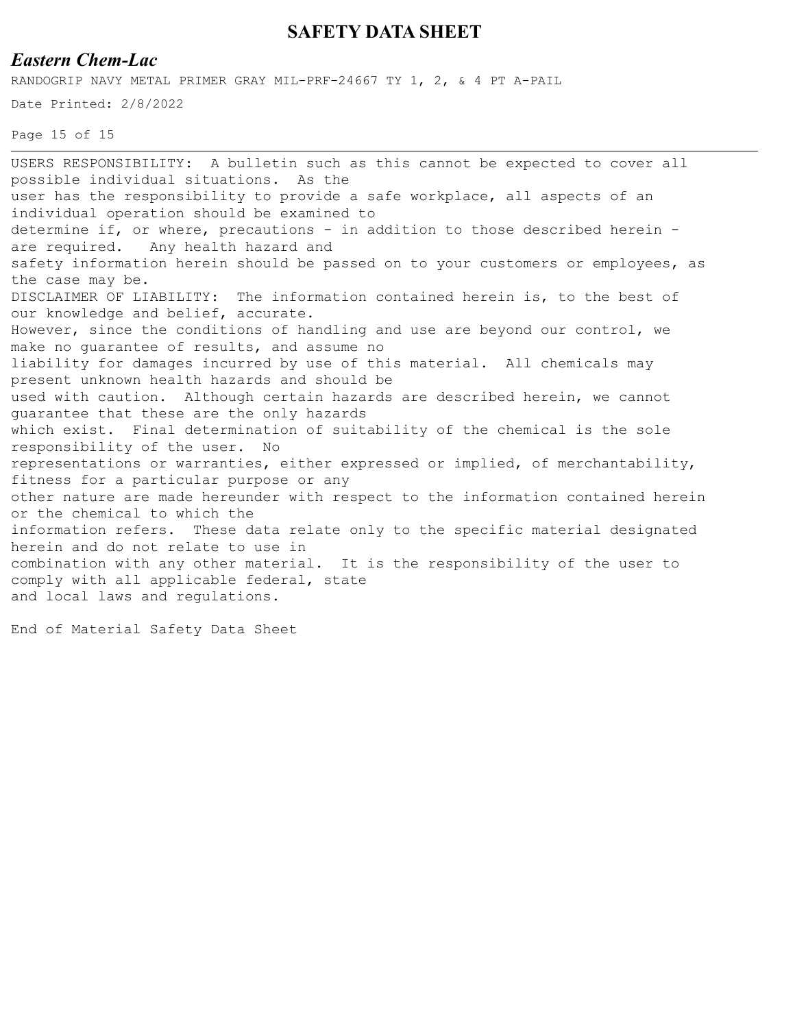USERS RESPONSIBILITY: A bulletin such as this cannot be expected to cover all possible individual situations. As the user has the responsibility to provide a safe workplace, all aspects of an individual operation should be examined to determine if, or where, precautions - in addition to those described herein - are required. Any health hazard and safety information herein should be passed on to your customers or employees, as the case may be.

DISCLAIMER OF LIABILITY: The information contained herein is, to the best of our knowledge and belief, accurate. However, since the conditions of handling and use are beyond our control, we make no guarantee of results, and assume no liability for damages incurred by use of this material. All chemicals may present unknown health hazards and should be used with caution. Although certain hazards are described herein, we cannot guarantee that these are the only hazards which exist. Final determination of suitability of the chemical is the sole responsibility of the user. No representations or warranties, either expressed or implied, of merchantability, fitness for a particular purpose or any other nature are made hereunder with respect to the information contained herein or the chemical to which the information refers. These data relate only to the specific material designated herein and do not relate to use in combination with any other material. It is the responsibility of the user to comply with all applicable federal, state and local laws and regulations.

End of Material Safety Data Sheet